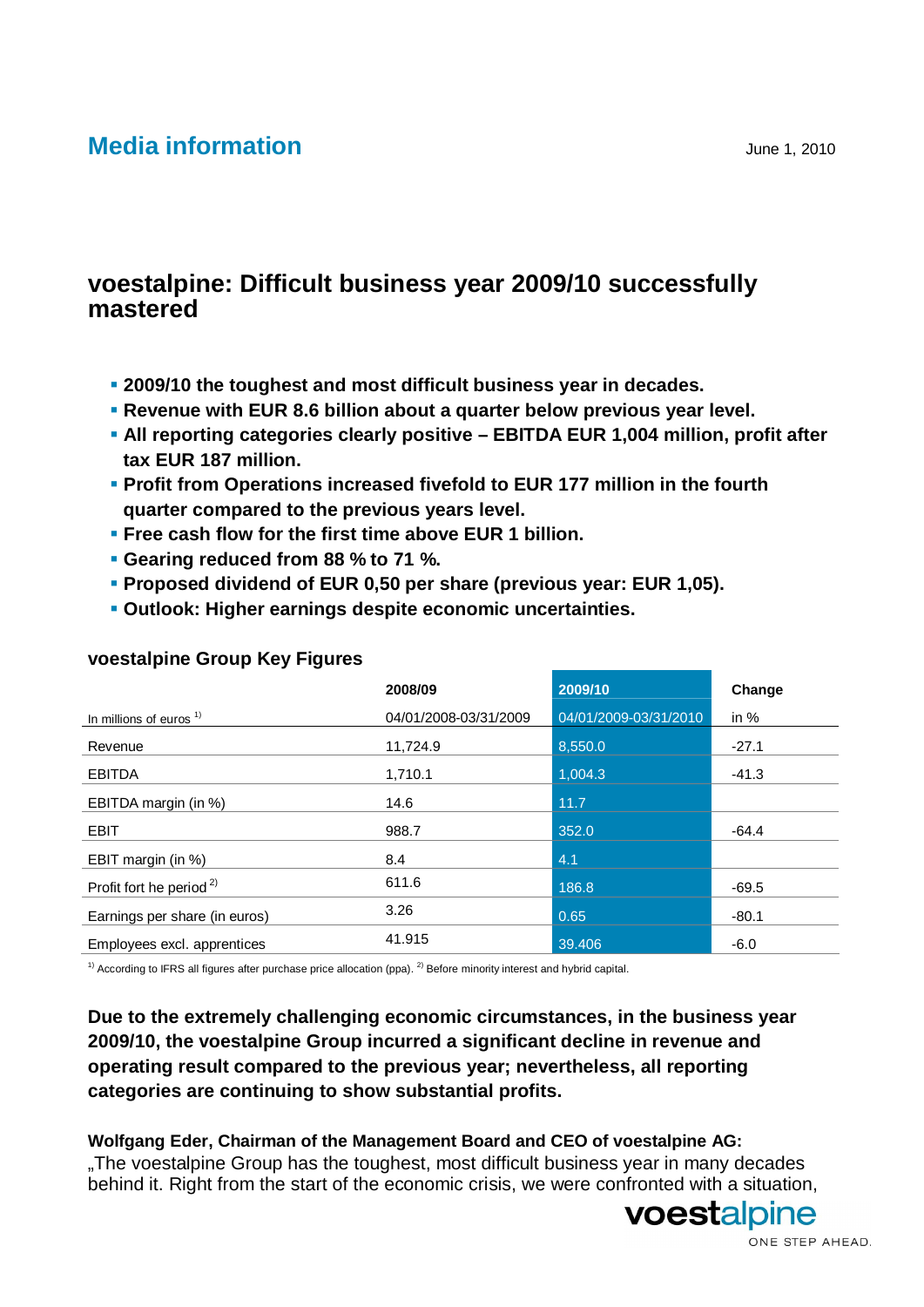# Media information

June 1, 2010

## voestalpine: Difficult business year 2009/10 successfully mastered

- **2009/10 the toughest and most difficult business year in decades.**
- **Revenue with EUR 8.6 billion about a quarter below previous year level.**
- **All reporting categories clearly positive – EBITDA EUR 1,004 million, profit after tax EUR 187 million.**
- **Profit from Operations increased fivefold to EUR 177 million in the fourth quarter compared to the previous years level.**
- **Free cash flow for the first time above EUR 1 billion.**
- **Gearing reduced from 88 % to 71 %.**
- **Proposed dividend of EUR 0,50 per share (previous year: EUR 1,05).**
- **Outlook: Higher earnings despite economic uncertainties.**

### voestalpine Group Key Figures

| | 2008/09 | 2009/10 | Change |
|---|---|---|---|
| In millions of euros [1] | 04/01/2008-03/31/2009 | 04/01/2009-03/31/2010 | in % |
| Revenue | 11,724.9 | 8,550.0 | -27.1 |
| EBITDA | 1,710.1 | 1,004.3 | -41.3 |
| EBITDA margin (in %) | 14.6 | 11.7 | |
| EBIT | 988.7 | 352.0 | -64.4 |
| EBIT margin (in %) | 8.4 | 4.1 | |
| Profit fort he period [2] | 611.6 | 186.8 | -69.5 |
| Earnings per share (in euros) | 3.26 | 0.65 | -80.1 |
| Employees excl. apprentices | 41.915 | 39.406 | -6.0 |

[1] According to IFRS all figures after purchase price allocation (ppa). [2] Before minority interest and hybrid capital.

**Due to the extremely challenging economic circumstances, in the business year 2009/10, the voestalpine Group incurred a significant decline in revenue and operating result compared to the previous year; nevertheless, all reporting categories are continuing to show substantial profits.**

**Wolfgang Eder, Chairman of the Management Board and CEO of voestalpine AG:**
„The voestalpine Group has the toughest, most difficult business year in many decades behind it. Right from the start of the economic crisis, we were confronted with a situation,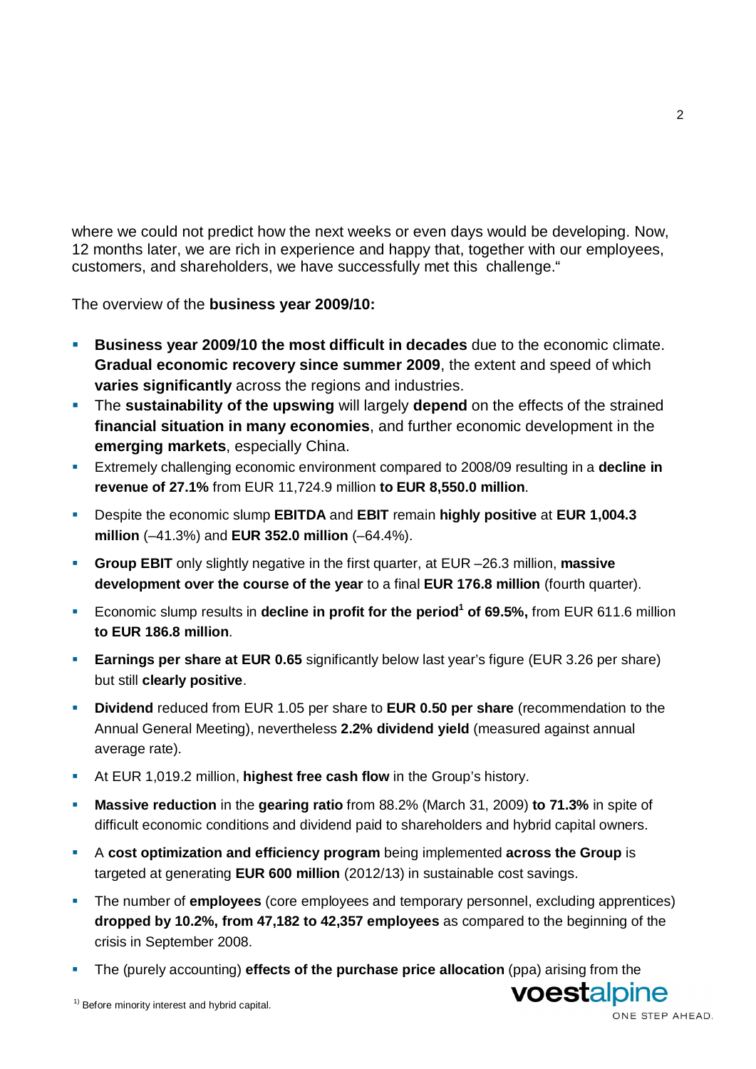where we could not predict how the next weeks or even days would be developing. Now, 12 months later, we are rich in experience and happy that, together with our employees, customers, and shareholders, we have successfully met this challenge."

The overview of the **business year 2009/10:**

- **Business year 2009/10 the most difficult in decades** due to the economic climate. **Gradual economic recovery since summer 2009**, the extent and speed of which **varies significantly** across the regions and industries.
- The **sustainability of the upswing** will largely **depend** on the effects of the strained **financial situation in many economies**, and further economic development in the **emerging markets**, especially China.
- Extremely challenging economic environment compared to 2008/09 resulting in a **decline in revenue of 27.1%** from EUR 11,724.9 million **to EUR 8,550.0 million**.
- Despite the economic slump **EBITDA** and **EBIT** remain **highly positive** at **EUR 1,004.3 million** (–41.3%) and **EUR 352.0 million** (–64.4%).
- **Group EBIT** only slightly negative in the first quarter, at EUR –26.3 million, **massive development over the course of the year** to a final **EUR 176.8 million** (fourth quarter).
- Economic slump results in **decline in profit for the period[1] of 69.5%,** from EUR 611.6 million **to EUR 186.8 million**.
- **Earnings per share at EUR 0.65** significantly below last year's figure (EUR 3.26 per share) but still **clearly positive**.
- **Dividend** reduced from EUR 1.05 per share to **EUR 0.50 per share** (recommendation to the Annual General Meeting), nevertheless **2.2% dividend yield** (measured against annual average rate).
- At EUR 1,019.2 million, **highest free cash flow** in the Group's history.
- **Massive reduction** in the **gearing ratio** from 88.2% (March 31, 2009) **to 71.3%** in spite of difficult economic conditions and dividend paid to shareholders and hybrid capital owners.
- A **cost optimization and efficiency program** being implemented **across the Group** is targeted at generating **EUR 600 million** (2012/13) in sustainable cost savings.
- The number of **employees** (core employees and temporary personnel, excluding apprentices) **dropped by 10.2%, from 47,182 to 42,357 employees** as compared to the beginning of the crisis in September 2008.
- The (purely accounting) **effects of the purchase price allocation** (ppa) arising from the

[1] Before minority interest and hybrid capital.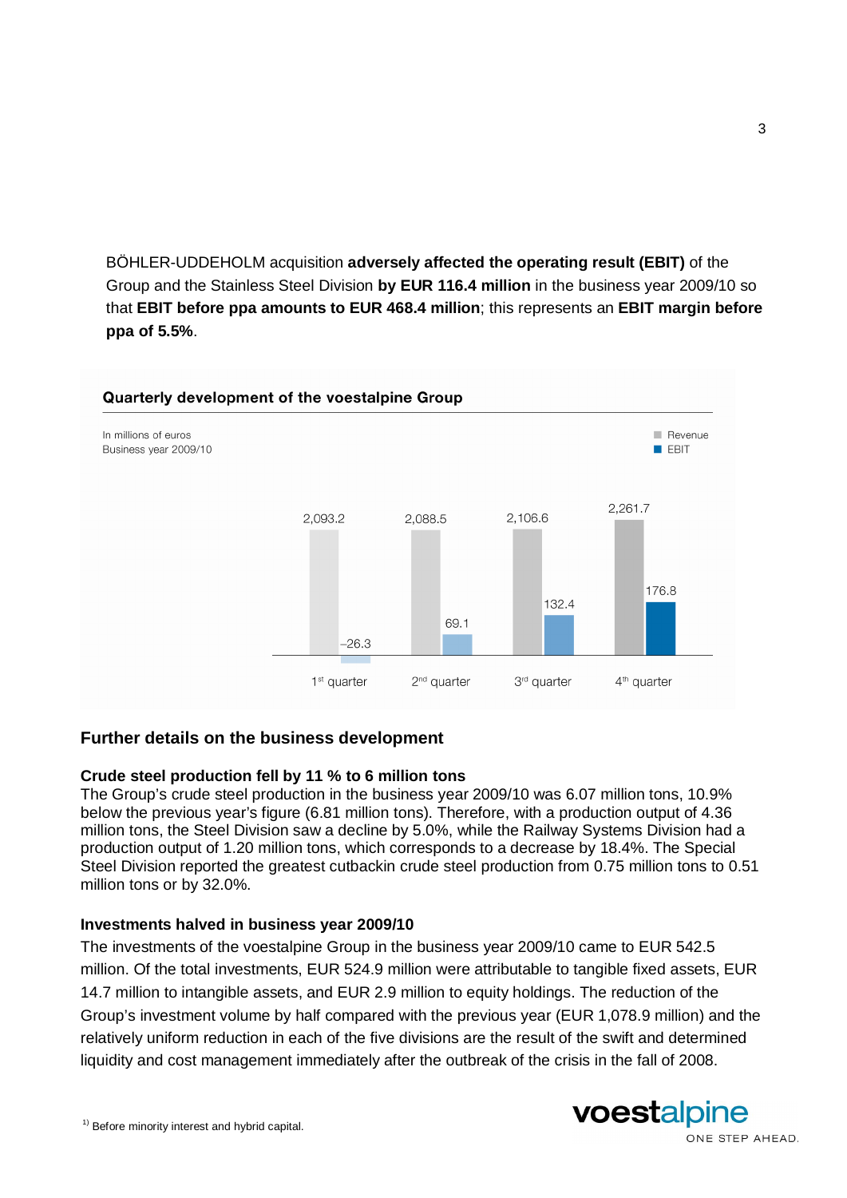BÖHLER-UDDEHOLM acquisition **adversely affected the operating result (EBIT)** of the Group and the Stainless Steel Division **by EUR 116.4 million** in the business year 2009/10 so that **EBIT before ppa amounts to EUR 468.4 million**; this represents an **EBIT margin before ppa of 5.5%**.

**Quarterly development of the voestalpine Group**

In millions of euros
Business year 2009/10

| | Revenue | EBIT |
|---|---|---|
| 1st quarter | 2,093.2 | –26.3 |
| 2nd quarter | 2,088.5 | 69.1 |
| 3rd quarter | 2,106.6 | 132.4 |
| 4th quarter | 2,261.7 | 176.8 |

## Further details on the business development

### Crude steel production fell by 11 % to 6 million tons

The Group's crude steel production in the business year 2009/10 was 6.07 million tons, 10.9% below the previous year's figure (6.81 million tons). Therefore, with a production output of 4.36 million tons, the Steel Division saw a decline by 5.0%, while the Railway Systems Division had a production output of 1.20 million tons, which corresponds to a decrease by 18.4%. The Special Steel Division reported the greatest cutbackin crude steel production from 0.75 million tons to 0.51 million tons or by 32.0%.

### Investments halved in business year 2009/10

The investments of the voestalpine Group in the business year 2009/10 came to EUR 542.5 million. Of the total investments, EUR 524.9 million were attributable to tangible fixed assets, EUR 14.7 million to intangible assets, and EUR 2.9 million to equity holdings. The reduction of the Group's investment volume by half compared with the previous year (EUR 1,078.9 million) and the relatively uniform reduction in each of the five divisions are the result of the swift and determined liquidity and cost management immediately after the outbreak of the crisis in the fall of 2008.

[1] Before minority interest and hybrid capital.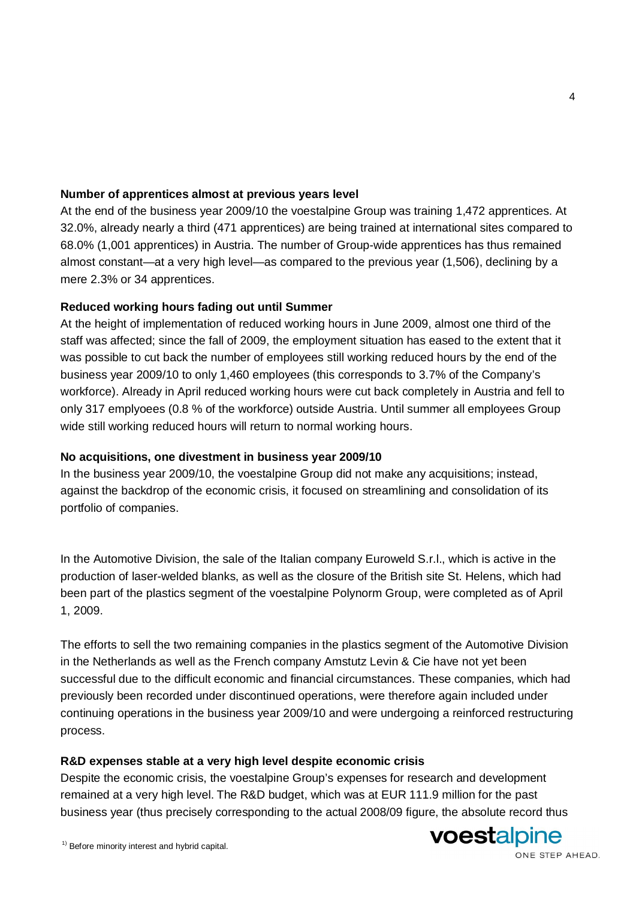**Number of apprentices almost at previous years level**

At the end of the business year 2009/10 the voestalpine Group was training 1,472 apprentices. At 32.0%, already nearly a third (471 apprentices) are being trained at international sites compared to 68.0% (1,001 apprentices) in Austria. The number of Group-wide apprentices has thus remained almost constant—at a very high level—as compared to the previous year (1,506), declining by a mere 2.3% or 34 apprentices.

**Reduced working hours fading out until Summer**

At the height of implementation of reduced working hours in June 2009, almost one third of the staff was affected; since the fall of 2009, the employment situation has eased to the extent that it was possible to cut back the number of employees still working reduced hours by the end of the business year 2009/10 to only 1,460 employees (this corresponds to 3.7% of the Company's workforce). Already in April reduced working hours were cut back completely in Austria and fell to only 317 emplyoees (0.8 % of the workforce) outside Austria. Until summer all employees Group wide still working reduced hours will return to normal working hours.

**No acquisitions, one divestment in business year 2009/10**

In the business year 2009/10, the voestalpine Group did not make any acquisitions; instead, against the backdrop of the economic crisis, it focused on streamlining and consolidation of its portfolio of companies.

In the Automotive Division, the sale of the Italian company Euroweld S.r.l., which is active in the production of laser-welded blanks, as well as the closure of the British site St. Helens, which had been part of the plastics segment of the voestalpine Polynorm Group, were completed as of April 1, 2009.

The efforts to sell the two remaining companies in the plastics segment of the Automotive Division in the Netherlands as well as the French company Amstutz Levin & Cie have not yet been successful due to the difficult economic and financial circumstances. These companies, which had previously been recorded under discontinued operations, were therefore again included under continuing operations in the business year 2009/10 and were undergoing a reinforced restructuring process.

**R&D expenses stable at a very high level despite economic crisis**

Despite the economic crisis, the voestalpine Group's expenses for research and development remained at a very high level. The R&D budget, which was at EUR 111.9 million for the past business year (thus precisely corresponding to the actual 2008/09 figure, the absolute record thus

[1] Before minority interest and hybrid capital.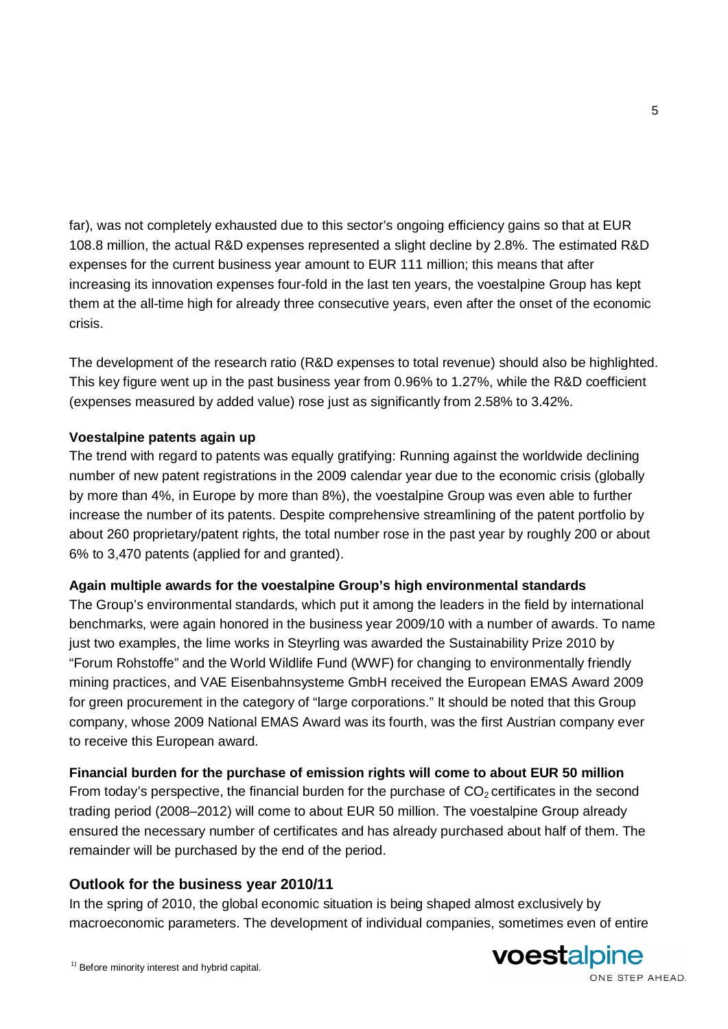far), was not completely exhausted due to this sector's ongoing efficiency gains so that at EUR 108.8 million, the actual R&D expenses represented a slight decline by 2.8%. The estimated R&D expenses for the current business year amount to EUR 111 million; this means that after increasing its innovation expenses four-fold in the last ten years, the voestalpine Group has kept them at the all-time high for already three consecutive years, even after the onset of the economic crisis.

The development of the research ratio (R&D expenses to total revenue) should also be highlighted. This key figure went up in the past business year from 0.96% to 1.27%, while the R&D coefficient (expenses measured by added value) rose just as significantly from 2.58% to 3.42%.

**Voestalpine patents again up**

The trend with regard to patents was equally gratifying: Running against the worldwide declining number of new patent registrations in the 2009 calendar year due to the economic crisis (globally by more than 4%, in Europe by more than 8%), the voestalpine Group was even able to further increase the number of its patents. Despite comprehensive streamlining of the patent portfolio by about 260 proprietary/patent rights, the total number rose in the past year by roughly 200 or about 6% to 3,470 patents (applied for and granted).

**Again multiple awards for the voestalpine Group's high environmental standards**

The Group's environmental standards, which put it among the leaders in the field by international benchmarks, were again honored in the business year 2009/10 with a number of awards. To name just two examples, the lime works in Steyrling was awarded the Sustainability Prize 2010 by "Forum Rohstoffe" and the World Wildlife Fund (WWF) for changing to environmentally friendly mining practices, and VAE Eisenbahnsysteme GmbH received the European EMAS Award 2009 for green procurement in the category of "large corporations." It should be noted that this Group company, whose 2009 National EMAS Award was its fourth, was the first Austrian company ever to receive this European award.

**Financial burden for the purchase of emission rights will come to about EUR 50 million**

From today's perspective, the financial burden for the purchase of $CO_2$ certificates in the second trading period (2008–2012) will come to about EUR 50 million. The voestalpine Group already ensured the necessary number of certificates and has already purchased about half of them. The remainder will be purchased by the end of the period.

## Outlook for the business year 2010/11

In the spring of 2010, the global economic situation is being shaped almost exclusively by macroeconomic parameters. The development of individual companies, sometimes even of entire

[1] Before minority interest and hybrid capital.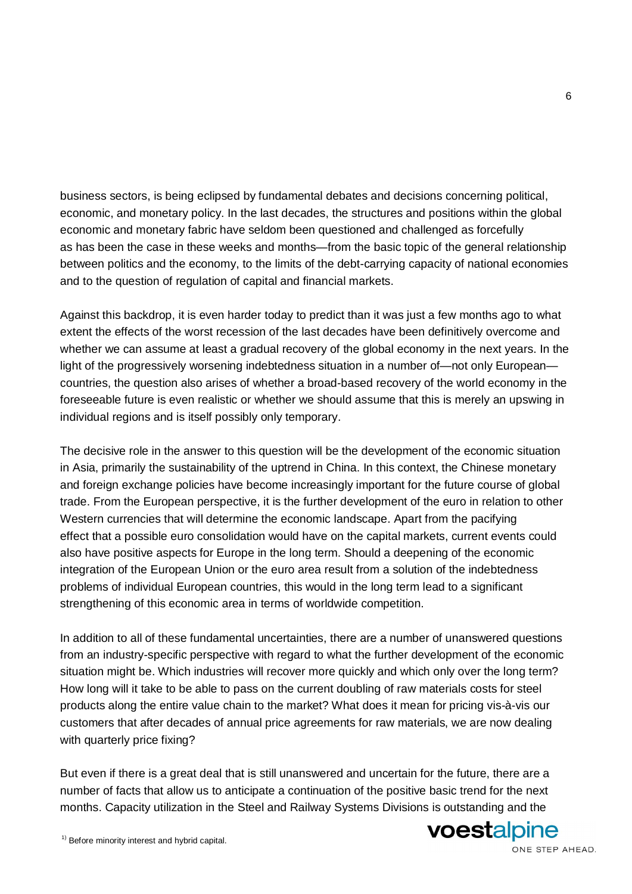business sectors, is being eclipsed by fundamental debates and decisions concerning political, economic, and monetary policy. In the last decades, the structures and positions within the global economic and monetary fabric have seldom been questioned and challenged as forcefully as has been the case in these weeks and months—from the basic topic of the general relationship between politics and the economy, to the limits of the debt-carrying capacity of national economies and to the question of regulation of capital and financial markets.

Against this backdrop, it is even harder today to predict than it was just a few months ago to what extent the effects of the worst recession of the last decades have been definitively overcome and whether we can assume at least a gradual recovery of the global economy in the next years. In the light of the progressively worsening indebtedness situation in a number of—not only European—countries, the question also arises of whether a broad-based recovery of the world economy in the foreseeable future is even realistic or whether we should assume that this is merely an upswing in individual regions and is itself possibly only temporary.

The decisive role in the answer to this question will be the development of the economic situation in Asia, primarily the sustainability of the uptrend in China. In this context, the Chinese monetary and foreign exchange policies have become increasingly important for the future course of global trade. From the European perspective, it is the further development of the euro in relation to other Western currencies that will determine the economic landscape. Apart from the pacifying effect that a possible euro consolidation would have on the capital markets, current events could also have positive aspects for Europe in the long term. Should a deepening of the economic integration of the European Union or the euro area result from a solution of the indebtedness problems of individual European countries, this would in the long term lead to a significant strengthening of this economic area in terms of worldwide competition.

In addition to all of these fundamental uncertainties, there are a number of unanswered questions from an industry-specific perspective with regard to what the further development of the economic situation might be. Which industries will recover more quickly and which only over the long term? How long will it take to be able to pass on the current doubling of raw materials costs for steel products along the entire value chain to the market? What does it mean for pricing vis-à-vis our customers that after decades of annual price agreements for raw materials, we are now dealing with quarterly price fixing?

But even if there is a great deal that is still unanswered and uncertain for the future, there are a number of facts that allow us to anticipate a continuation of the positive basic trend for the next months. Capacity utilization in the Steel and Railway Systems Divisions is outstanding and the

[1] Before minority interest and hybrid capital.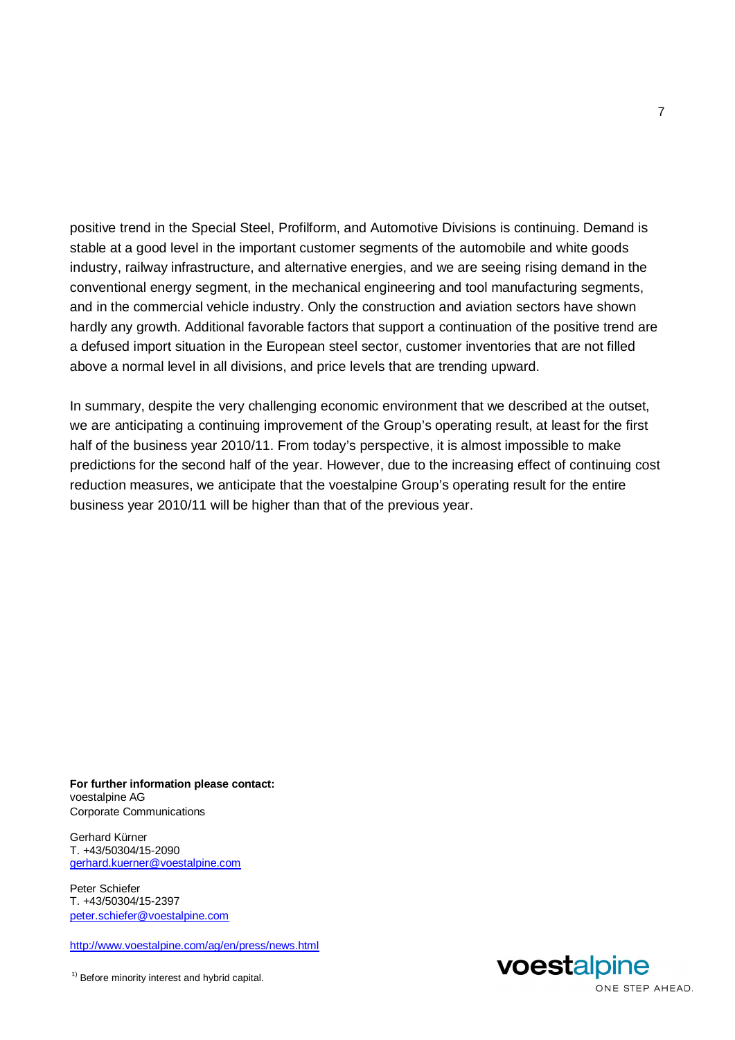positive trend in the Special Steel, Profilform, and Automotive Divisions is continuing. Demand is stable at a good level in the important customer segments of the automobile and white goods industry, railway infrastructure, and alternative energies, and we are seeing rising demand in the conventional energy segment, in the mechanical engineering and tool manufacturing segments, and in the commercial vehicle industry. Only the construction and aviation sectors have shown hardly any growth. Additional favorable factors that support a continuation of the positive trend are a defused import situation in the European steel sector, customer inventories that are not filled above a normal level in all divisions, and price levels that are trending upward.

In summary, despite the very challenging economic environment that we described at the outset, we are anticipating a continuing improvement of the Group's operating result, at least for the first half of the business year 2010/11. From today's perspective, it is almost impossible to make predictions for the second half of the year. However, due to the increasing effect of continuing cost reduction measures, we anticipate that the voestalpine Group's operating result for the entire business year 2010/11 will be higher than that of the previous year.

**For further information please contact:**
voestalpine AG
Corporate Communications

Gerhard Kürner
T. +43/50304/15-2090
gerhard.kuerner@voestalpine.com

Peter Schiefer
T. +43/50304/15-2397
peter.schiefer@voestalpine.com

http://www.voestalpine.com/ag/en/press/news.html

[1] Before minority interest and hybrid capital.

voestalpine
ONE STEP AHEAD.